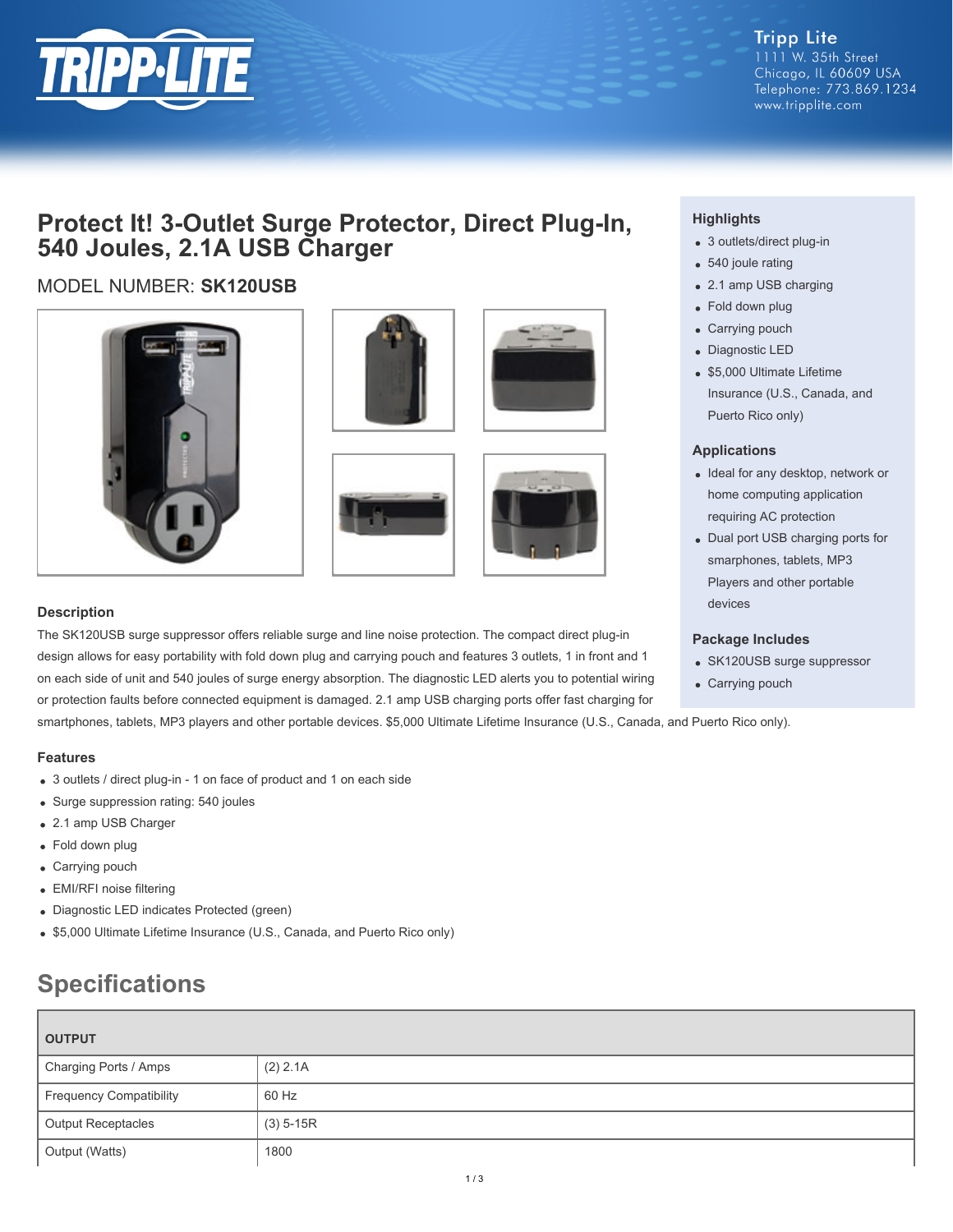Tripp Lite
1111 W. 35th Street
Chicago, IL 60609 USA
Telephone: 773.869.1234
www.tripplite.com

# Protect It! 3-Outlet Surge Protector, Direct Plug-In, 540 Joules, 2.1A USB Charger

MODEL NUMBER: **SK120USB**

### Highlights

- 3 outlets/direct plug-in
- 540 joule rating
- 2.1 amp USB charging
- Fold down plug
- Carrying pouch
- Diagnostic LED
- $5,000 Ultimate Lifetime Insurance (U.S., Canada, and Puerto Rico only)

### Applications

- Ideal for any desktop, network or home computing application requiring AC protection
- Dual port USB charging ports for smarphones, tablets, MP3 Players and other portable devices

### Package Includes

- SK120USB surge suppressor
- Carrying pouch

### Description

The SK120USB surge suppressor offers reliable surge and line noise protection. The compact direct plug-in design allows for easy portability with fold down plug and carrying pouch and features 3 outlets, 1 in front and 1 on each side of unit and 540 joules of surge energy absorption. The diagnostic LED alerts you to potential wiring or protection faults before connected equipment is damaged. 2.1 amp USB charging ports offer fast charging for smartphones, tablets, MP3 players and other portable devices. $5,000 Ultimate Lifetime Insurance (U.S., Canada, and Puerto Rico only).

### Features

- 3 outlets / direct plug-in - 1 on face of product and 1 on each side
- Surge suppression rating: 540 joules
- 2.1 amp USB Charger
- Fold down plug
- Carrying pouch
- EMI/RFI noise filtering
- Diagnostic LED indicates Protected (green)
- $5,000 Ultimate Lifetime Insurance (U.S., Canada, and Puerto Rico only)

## Specifications

| OUTPUT | |
|---|---|
| Charging Ports / Amps | (2) 2.1A |
| Frequency Compatibility | 60 Hz |
| Output Receptacles | (3) 5-15R |
| Output (Watts) | 1800 |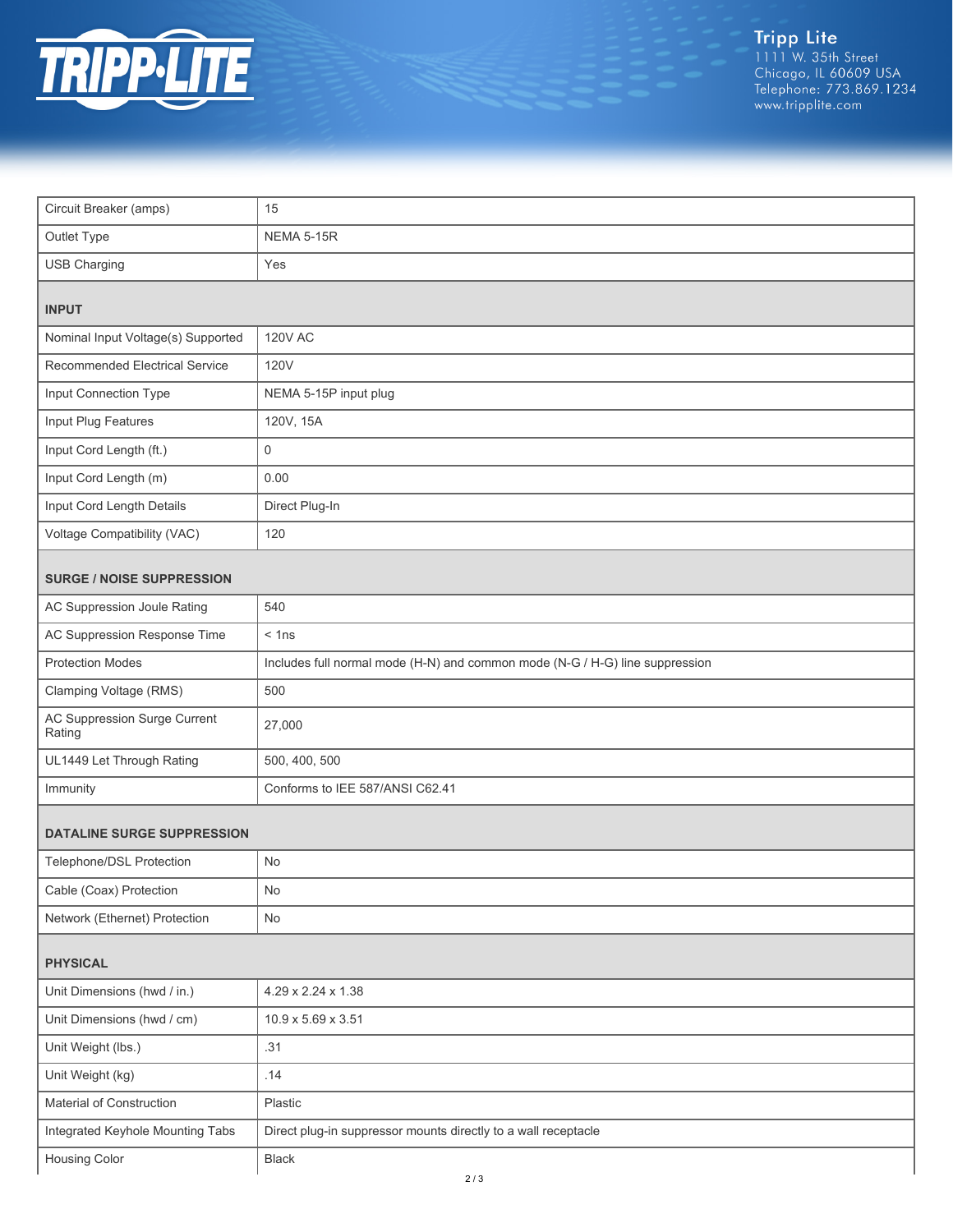| | |
|---|---|
| Circuit Breaker (amps) | 15 |
| Outlet Type | NEMA 5-15R |
| USB Charging | Yes |

### INPUT

| | |
|---|---|
| Nominal Input Voltage(s) Supported | 120V AC |
| Recommended Electrical Service | 120V |
| Input Connection Type | NEMA 5-15P input plug |
| Input Plug Features | 120V, 15A |
| Input Cord Length (ft.) | 0 |
| Input Cord Length (m) | 0.00 |
| Input Cord Length Details | Direct Plug-In |
| Voltage Compatibility (VAC) | 120 |

### SURGE / NOISE SUPPRESSION

| | |
|---|---|
| AC Suppression Joule Rating | 540 |
| AC Suppression Response Time | < 1ns |
| Protection Modes | Includes full normal mode (H-N) and common mode (N-G / H-G) line suppression |
| Clamping Voltage (RMS) | 500 |
| AC Suppression Surge Current Rating | 27,000 |
| UL1449 Let Through Rating | 500, 400, 500 |
| Immunity | Conforms to IEE 587/ANSI C62.41 |

### DATALINE SURGE SUPPRESSION

| | |
|---|---|
| Telephone/DSL Protection | No |
| Cable (Coax) Protection | No |
| Network (Ethernet) Protection | No |

### PHYSICAL

| | |
|---|---|
| Unit Dimensions (hwd / in.) | 4.29 x 2.24 x 1.38 |
| Unit Dimensions (hwd / cm) | 10.9 x 5.69 x 3.51 |
| Unit Weight (lbs.) | .31 |
| Unit Weight (kg) | .14 |
| Material of Construction | Plastic |
| Integrated Keyhole Mounting Tabs | Direct plug-in suppressor mounts directly to a wall receptacle |
| Housing Color | Black |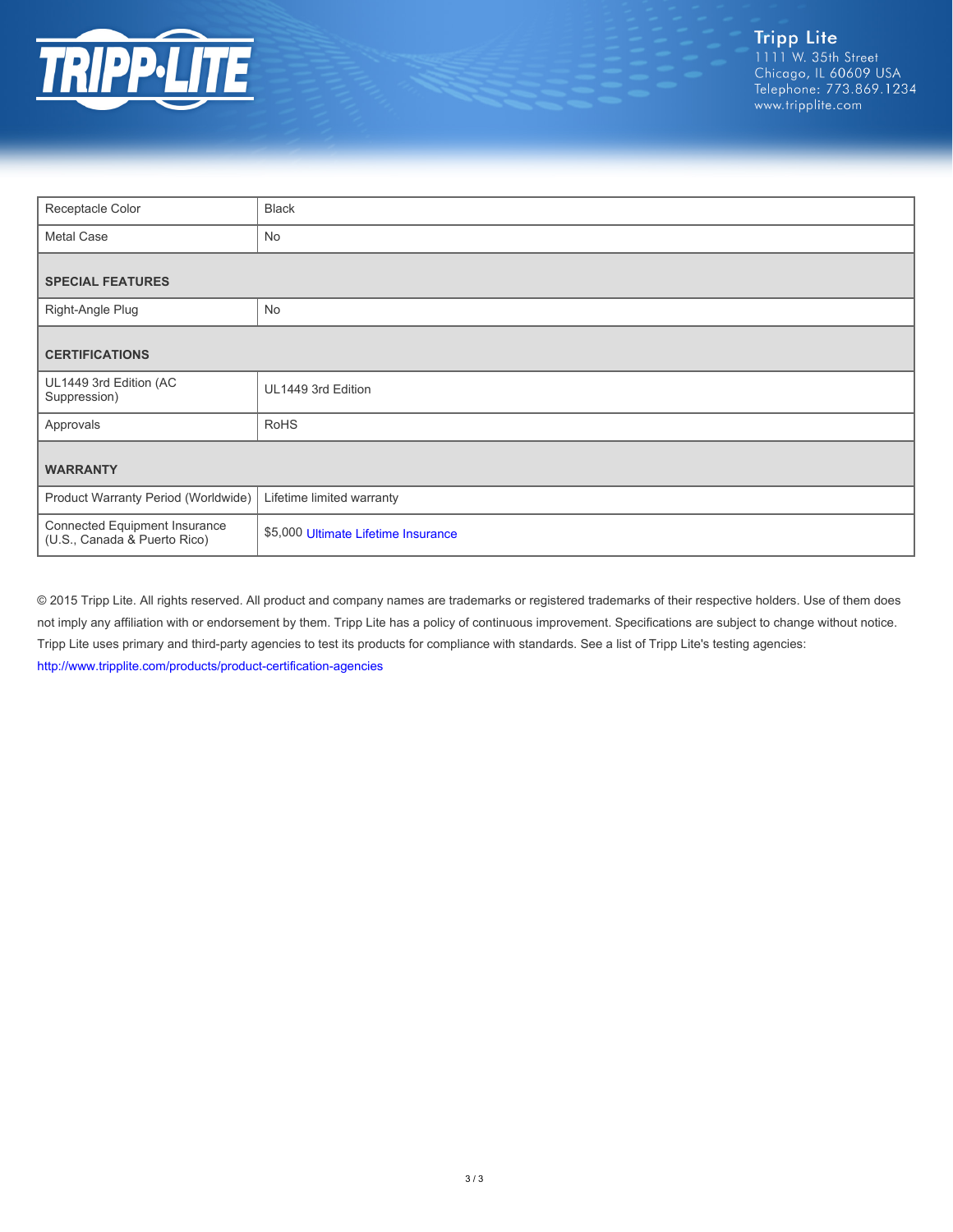| | |
|---|---|
| Receptacle Color | Black |
| Metal Case | No |
| **SPECIAL FEATURES** | |
| Right-Angle Plug | No |
| **CERTIFICATIONS** | |
| UL1449 3rd Edition (AC Suppression) | UL1449 3rd Edition |
| Approvals | RoHS |
| **WARRANTY** | |
| Product Warranty Period (Worldwide) | Lifetime limited warranty |
| Connected Equipment Insurance (U.S., Canada & Puerto Rico) | $5,000 Ultimate Lifetime Insurance |

© 2015 Tripp Lite. All rights reserved. All product and company names are trademarks or registered trademarks of their respective holders. Use of them does not imply any affiliation with or endorsement by them. Tripp Lite has a policy of continuous improvement. Specifications are subject to change without notice. Tripp Lite uses primary and third-party agencies to test its products for compliance with standards. See a list of Tripp Lite's testing agencies: http://www.tripplite.com/products/product-certification-agencies